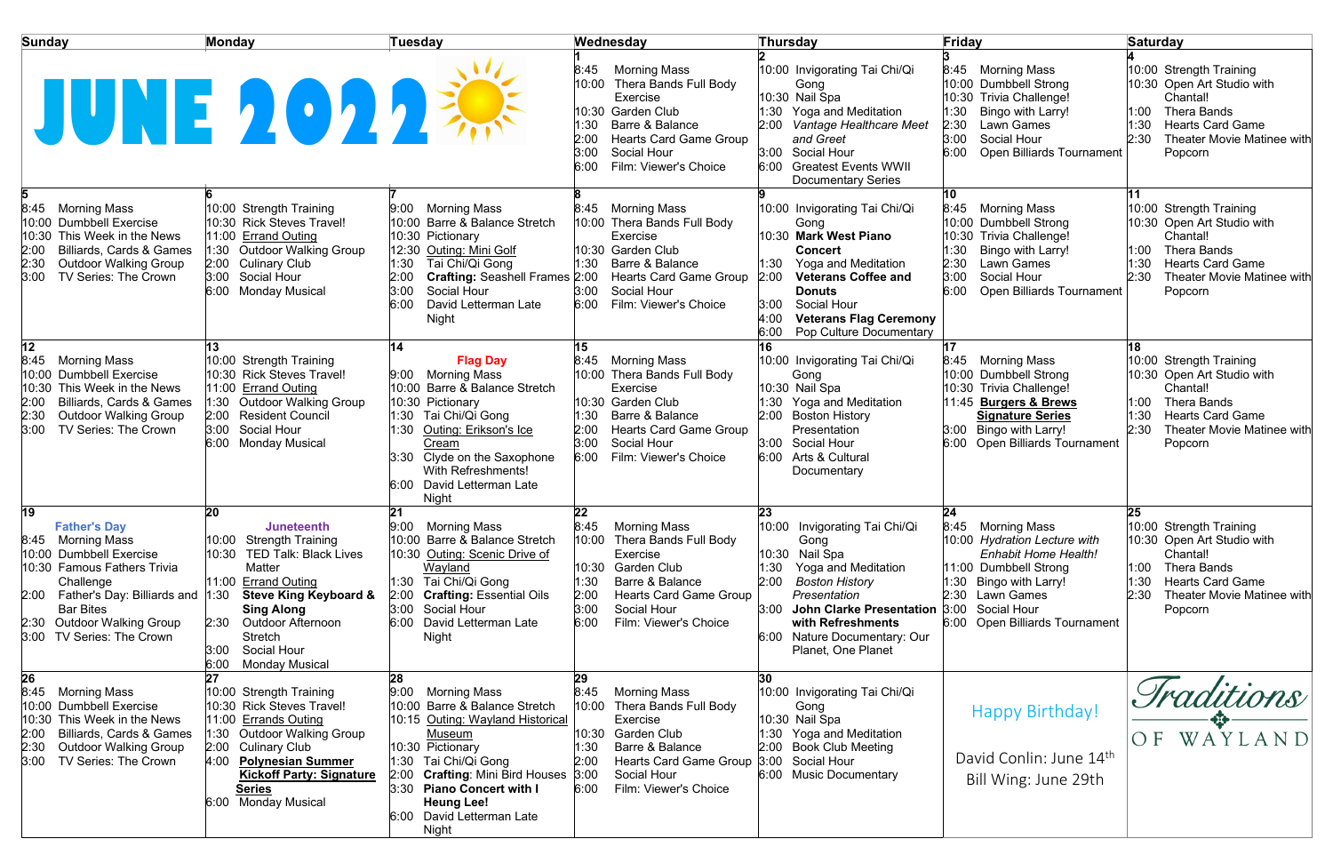# JUNE 2022

| Sunday | Monday | Tuesday | Wednesday | Thursday | Friday | Saturday |
|---|---|---|---|---|---|---|
| | | | **1**<br>8:45 Morning Mass<br>10:00 Thera Bands Full Body Exercise<br>10:30 Garden Club<br>1:30 Barre & Balance<br>2:00 Hearts Card Game Group<br>3:00 Social Hour<br>6:00 Film: Viewer's Choice | **2**<br>10:00 Invigorating Tai Chi/Qi Gong<br>10:30 Nail Spa<br>1:30 Yoga and Meditation<br>2:00 *Vantage Healthcare Meet and Greet*<br>3:00 Social Hour<br>6:00 Greatest Events WWII Documentary Series | **3**<br>8:45 Morning Mass<br>10:00 Dumbbell Strong<br>10:30 Trivia Challenge!<br>1:30 Bingo with Larry!<br>2:30 Lawn Games<br>3:00 Social Hour<br>6:00 Open Billiards Tournament | **4**<br>10:00 Strength Training<br>10:30 Open Art Studio with Chantal!<br>1:00 Thera Bands<br>1:30 Hearts Card Game<br>2:30 Theater Movie Matinee with Popcorn |
| **5**<br>8:45 Morning Mass<br>10:00 Dumbbell Exercise<br>10:30 This Week in the News<br>2:00 Billiards, Cards & Games<br>2:30 Outdoor Walking Group<br>3:00 TV Series: The Crown | **6**<br>10:00 Strength Training<br>10:30 Rick Steves Travel!<br>11:00 Errand Outing<br>1:30 Outdoor Walking Group<br>2:00 Culinary Club<br>3:00 Social Hour<br>6:00 Monday Musical | **7**<br>9:00 Morning Mass<br>10:00 Barre & Balance Stretch<br>10:30 Pictionary<br>12:30 Outing: Mini Golf<br>1:30 Tai Chi/Qi Gong<br>2:00 **Crafting:** Seashell Frames<br>3:00 Social Hour<br>6:00 David Letterman Late Night | **8**<br>8:45 Morning Mass<br>10:00 Thera Bands Full Body Exercise<br>10:30 Garden Club<br>1:30 Barre & Balance<br>2:00 Hearts Card Game Group<br>3:00 Social Hour<br>6:00 Film: Viewer's Choice | **9**<br>10:00 Invigorating Tai Chi/Qi Gong<br>10:30 **Mark West Piano Concert**<br>1:30 Yoga and Meditation<br>2:00 **Veterans Coffee and Donuts**<br>3:00 Social Hour<br>4:00 **Veterans Flag Ceremony**<br>6:00 Pop Culture Documentary | **10**<br>8:45 Morning Mass<br>10:00 Dumbbell Strong<br>10:30 Trivia Challenge!<br>1:30 Bingo with Larry!<br>2:30 Lawn Games<br>3:00 Social Hour<br>6:00 Open Billiards Tournament | **11**<br>10:00 Strength Training<br>10:30 Open Art Studio with Chantal!<br>1:00 Thera Bands<br>1:30 Hearts Card Game<br>2:30 Theater Movie Matinee with Popcorn |
| **12**<br>8:45 Morning Mass<br>10:00 Dumbbell Exercise<br>10:30 This Week in the News<br>2:00 Billiards, Cards & Games<br>2:30 Outdoor Walking Group<br>3:00 TV Series: The Crown | **13**<br>10:00 Strength Training<br>10:30 Rick Steves Travel!<br>11:00 Errand Outing<br>1:30 Outdoor Walking Group<br>2:00 Resident Council<br>3:00 Social Hour<br>6:00 Monday Musical | **14**<br>**Flag Day**<br>9:00 Morning Mass<br>10:00 Barre & Balance Stretch<br>10:30 Pictionary<br>1:30 Tai Chi/Qi Gong<br>1:30 Outing: Erikson's Ice Cream<br>3:30 Clyde on the Saxophone With Refreshments!<br>6:00 David Letterman Late Night | **15**<br>8:45 Morning Mass<br>10:00 Thera Bands Full Body Exercise<br>10:30 Garden Club<br>1:30 Barre & Balance<br>2:00 Hearts Card Game Group<br>3:00 Social Hour<br>6:00 Film: Viewer's Choice | **16**<br>10:00 Invigorating Tai Chi/Qi Gong<br>10:30 Nail Spa<br>1:30 Yoga and Meditation<br>2:00 Boston History Presentation<br>3:00 Social Hour<br>6:00 Arts & Cultural Documentary | **17**<br>8:45 Morning Mass<br>10:00 Dumbbell Strong<br>10:30 Trivia Challenge!<br>11:45 **Burgers & Brews Signature Series**<br>3:00 Bingo with Larry!<br>6:00 Open Billiards Tournament | **18**<br>10:00 Strength Training<br>10:30 Open Art Studio with Chantal!<br>1:00 Thera Bands<br>1:30 Hearts Card Game<br>2:30 Theater Movie Matinee with Popcorn |
| **19**<br>**Father's Day**<br>8:45 Morning Mass<br>10:00 Dumbbell Exercise<br>10:30 Famous Fathers Trivia Challenge<br>2:00 Father's Day: Billiards and Bar Bites<br>2:30 Outdoor Walking Group<br>3:00 TV Series: The Crown | **20**<br>**Juneteenth**<br>10:00 Strength Training<br>10:30 TED Talk: Black Lives Matter<br>1:30 **Steve King Keyboard & Sing Along**<br>2:30 Outdoor Afternoon Stretch<br>3:00 Social Hour<br>6:00 Monday Musical | **21**<br>9:00 Morning Mass<br>10:00 Barre & Balance Stretch<br>10:30 Outing: Scenic Drive of Wayland<br>1:30 Tai Chi/Qi Gong<br>2:00 **Crafting:** Essential Oils<br>3:00 Social Hour<br>6:00 David Letterman Late Night | **22**<br>8:45 Morning Mass<br>10:00 Thera Bands Full Body Exercise<br>10:30 Garden Club<br>1:30 Barre & Balance<br>2:00 Hearts Card Game Group<br>3:00 Social Hour<br>6:00 Film: Viewer's Choice | **23**<br>10:00 Invigorating Tai Chi/Qi Gong<br>10:30 Nail Spa<br>1:30 Yoga and Meditation<br>2:00 *Boston History Presentation*<br>3:00 **John Clarke Presentation with Refreshments**<br>6:00 Nature Documentary: Our Planet, One Planet | **24**<br>8:45 Morning Mass<br>10:00 *Hydration Lecture with Enhabit Home Health!*<br>11:00 Dumbbell Strong<br>1:30 Bingo with Larry!<br>2:30 Lawn Games<br>3:00 Social Hour<br>6:00 Open Billiards Tournament | **25**<br>10:00 Strength Training<br>10:30 Open Art Studio with Chantal!<br>1:00 Thera Bands<br>1:30 Hearts Card Game<br>2:30 Theater Movie Matinee with Popcorn |
| **26**<br>8:45 Morning Mass<br>10:00 Dumbbell Exercise<br>10:30 This Week in the News<br>2:00 Billiards, Cards & Games<br>2:30 Outdoor Walking Group<br>3:00 TV Series: The Crown | **27**<br>10:00 Strength Training<br>10:30 Rick Steves Travel!<br>11:00 Errands Outing<br>1:30 Outdoor Walking Group<br>2:00 Culinary Club<br>4:00 **Polynesian Summer Kickoff Party: Signature Series**<br>6:00 Monday Musical | **28**<br>9:00 Morning Mass<br>10:00 Barre & Balance Stretch<br>10:15 Outing: Wayland Historical Museum<br>10:30 Pictionary<br>1:30 Tai Chi/Qi Gong<br>2:00 **Crafting:** Mini Bird Houses<br>3:30 **Piano Concert with I Heung Lee!**<br>6:00 David Letterman Late Night | **29**<br>8:45 Morning Mass<br>10:00 Thera Bands Full Body Exercise<br>10:30 Garden Club<br>1:30 Barre & Balance<br>2:00 Hearts Card Game Group<br>3:00 Social Hour<br>6:00 Film: Viewer's Choice | **30**<br>10:00 Invigorating Tai Chi/Qi Gong<br>10:30 Nail Spa<br>1:30 Yoga and Meditation<br>2:00 Book Club Meeting<br>3:00 Social Hour<br>6:00 Music Documentary | Happy Birthday!<br><br>David Conlin: June 14th<br>Bill Wing: June 29th | Traditions OF WAYLAND |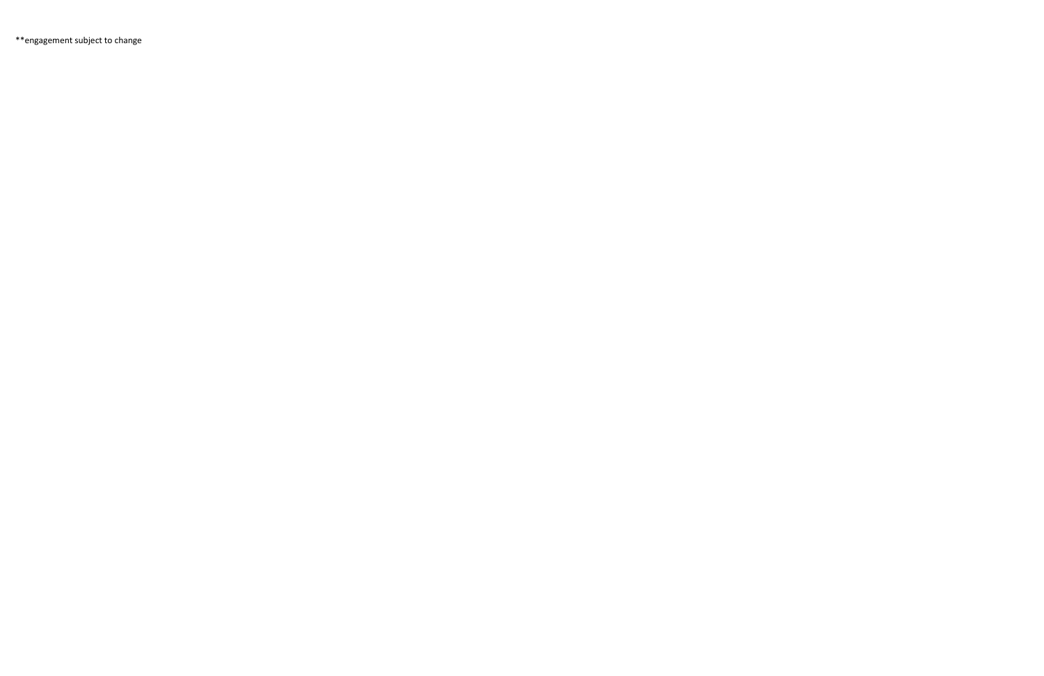**engagement subject to change